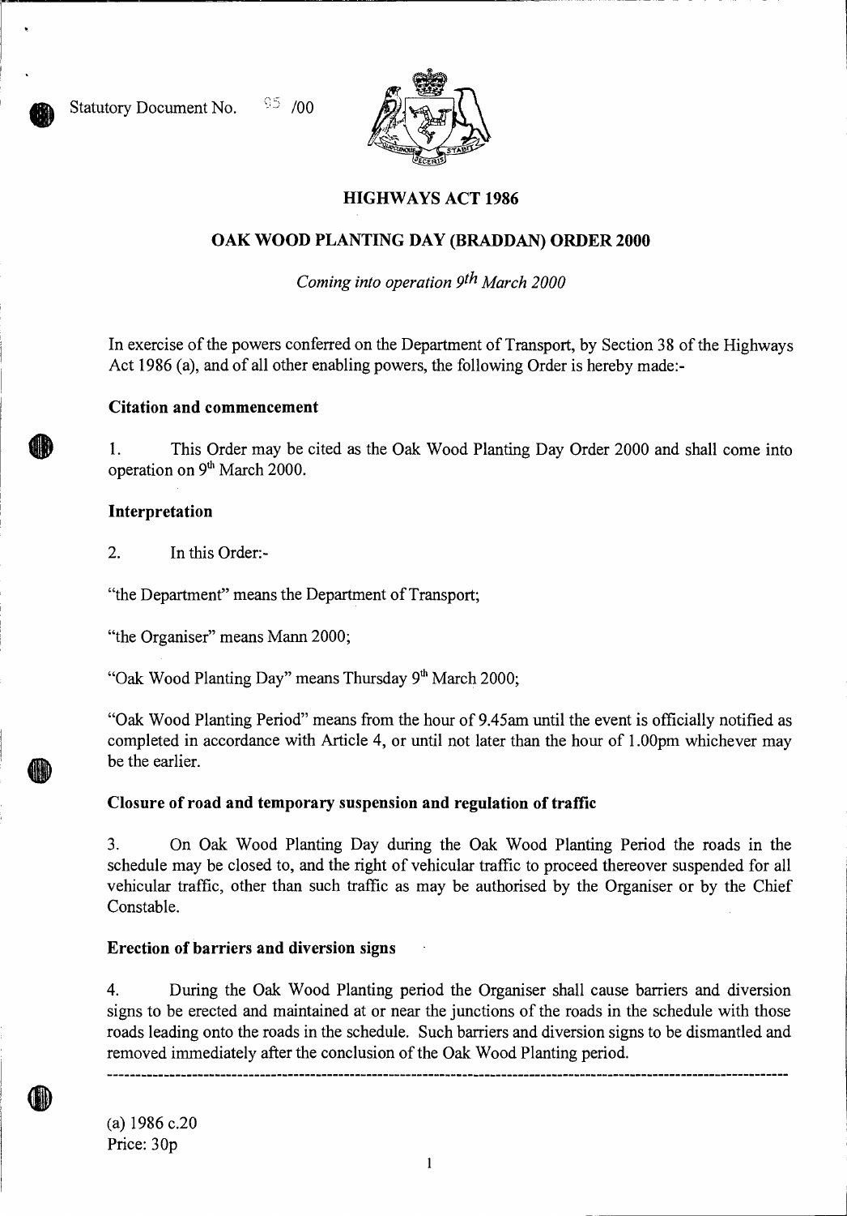Statutory Document No. 95 /00

# HIGHWAYS ACT 1986

## OAK WOOD PLANTING DAY (BRADDAN) ORDER 2000

*Coming into operation 9th March 2000*

In exercise of the powers conferred on the Department of Transport, by Section 38 of the Highways Act 1986 (a), and of all other enabling powers, the following Order is hereby made:-

### Citation and commencement

1. This Order may be cited as the Oak Wood Planting Day Order 2000 and shall come into operation on 9th March 2000.

### Interpretation

2. In this Order:-

"the Department" means the Department of Transport;

"the Organiser" means Mann 2000;

"Oak Wood Planting Day" means Thursday 9th March 2000;

"Oak Wood Planting Period" means from the hour of 9.45am until the event is officially notified as completed in accordance with Article 4, or until not later than the hour of 1.00pm whichever may be the earlier.

### Closure of road and temporary suspension and regulation of traffic

3. On Oak Wood Planting Day during the Oak Wood Planting Period the roads in the schedule may be closed to, and the right of vehicular traffic to proceed thereover suspended for all vehicular traffic, other than such traffic as may be authorised by the Organiser or by the Chief Constable.

### Erection of barriers and diversion signs

4. During the Oak Wood Planting period the Organiser shall cause barriers and diversion signs to be erected and maintained at or near the junctions of the roads in the schedule with those roads leading onto the roads in the schedule. Such barriers and diversion signs to be dismantled and removed immediately after the conclusion of the Oak Wood Planting period.

---

(a) 1986 c.20
Price: 30p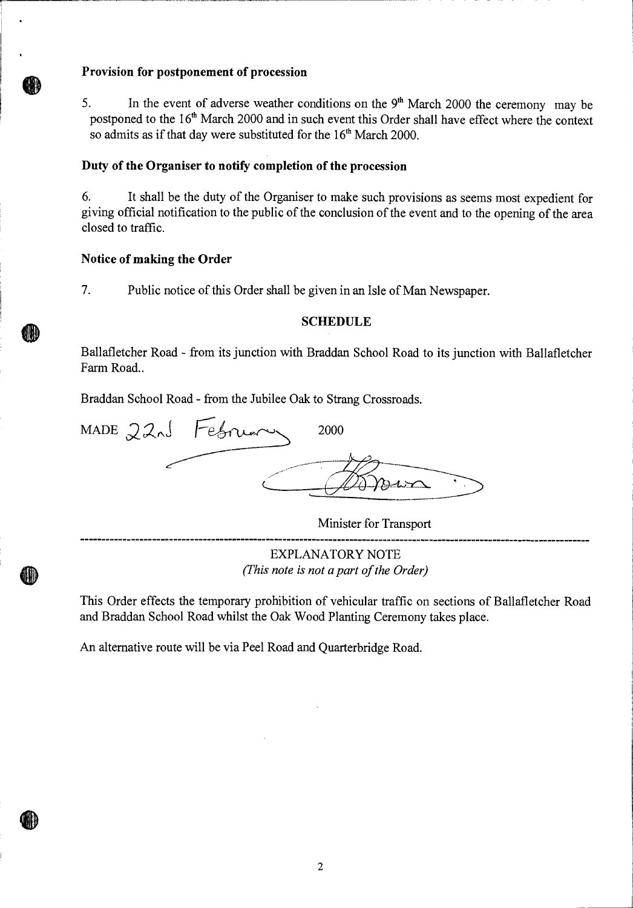### Provision for postponement of procession

5. In the event of adverse weather conditions on the 9th March 2000 the ceremony may be postponed to the 16th March 2000 and in such event this Order shall have effect where the context so admits as if that day were substituted for the 16th March 2000.

### Duty of the Organiser to notify completion of the procession

6. It shall be the duty of the Organiser to make such provisions as seems most expedient for giving official notification to the public of the conclusion of the event and to the opening of the area closed to traffic.

### Notice of making the Order

7. Public notice of this Order shall be given in an Isle of Man Newspaper.

## SCHEDULE

Ballafletcher Road - from its junction with Braddan School Road to its junction with Ballafletcher Farm Road..

Braddan School Road - from the Jubilee Oak to Strang Crossroads.

MADE 22nd February 2000

Minister for Transport

---

EXPLANATORY NOTE
*(This note is not a part of the Order)*

This Order effects the temporary prohibition of vehicular traffic on sections of Ballafletcher Road and Braddan School Road whilst the Oak Wood Planting Ceremony takes place.

An alternative route will be via Peel Road and Quarterbridge Road.